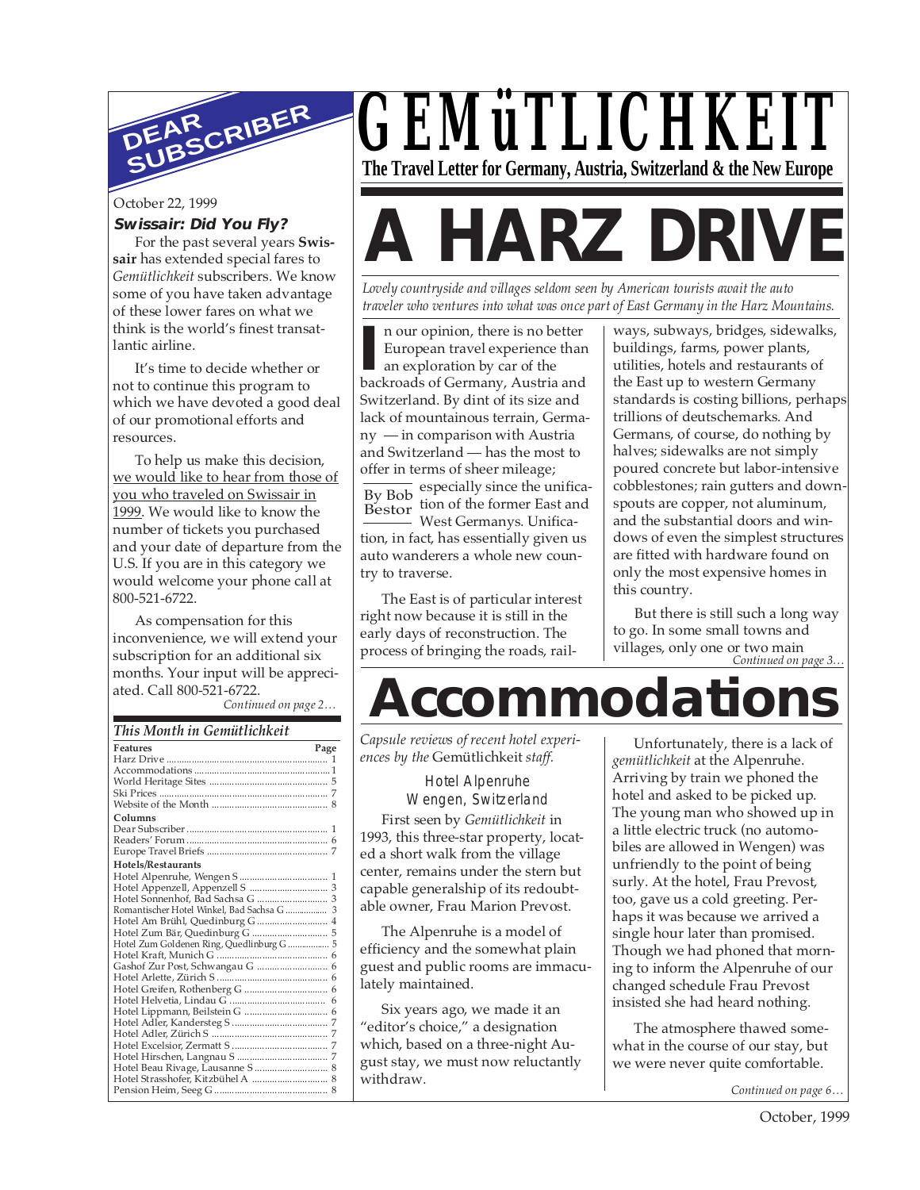# GEMüTLICHKEIT

**The Travel Letter for Germany, Austria, Switzerland & the New Europe**

## DEAR SUBSCRIBER

October 22, 1999

### Swissair: Did You Fly?

For the past several years **Swissair** has extended special fares to *Gemütlichkeit* subscribers. We know some of you have taken advantage of these lower fares on what we think is the world's finest transatlantic airline.

It's time to decide whether or not to continue this program to which we have devoted a good deal of our promotional efforts and resources.

To help us make this decision, we would like to hear from those of you who traveled on Swissair in 1999. We would like to know the number of tickets you purchased and your date of departure from the U.S. If you are in this category we would welcome your phone call at 800-521-6722.

As compensation for this inconvenience, we will extend your subscription for an additional six months. Your input will be appreciated. Call 800-521-6722.

*Continued on page 2…*

### This Month in Gemütlichkeit

| Features | Page |
|---|---|
| Harz Drive | 1 |
| Accommodations | 1 |
| World Heritage Sites | 5 |
| Ski Prices | 7 |
| Website of the Month | 8 |
| **Columns** | |
| Dear Subscriber | 1 |
| Readers' Forum | 6 |
| Europe Travel Briefs | 7 |
| **Hotels/Restaurants** | |
| Hotel Alpenruhe, Wengen S | 1 |
| Hotel Appenzell, Appenzell S | 3 |
| Hotel Sonnenhof, Bad Sachsa G | 3 |
| Romantischer Hotel Winkel, Bad Sachsa G | 3 |
| Hotel Am Brühl, Quedinburg G | 4 |
| Hotel Zum Bär, Quedinburg G | 5 |
| Hotel Zum Goldenen Ring, Quedlinburg G | 5 |
| Hotel Kraft, Munich G | 6 |
| Gashof Zur Post, Schwangau G | 6 |
| Hotel Arlette, Zürich S | 6 |
| Hotel Greifen, Rothenberg G | 6 |
| Hotel Helvetia, Lindau G | 6 |
| Hotel Lippmann, Beilstein G | 6 |
| Hotel Adler, Kandersteg S | 7 |
| Hotel Adler, Zürich S | 7 |
| Hotel Excelsior, Zermatt S | 7 |
| Hotel Hirschen, Langnau S | 7 |
| Hotel Beau Rivage, Lausanne S | 8 |
| Hotel Strasshofer, Kitzbühel A | 8 |
| Pension Heim, Seeg G | 8 |

# A HARZ DRIVE

*Lovely countryside and villages seldom seen by American tourists await the auto traveler who ventures into what was once part of East Germany in the Harz Mountains.*

By Bob Bestor

In our opinion, there is no better European travel experience than an exploration by car of the backroads of Germany, Austria and Switzerland. By dint of its size and lack of mountainous terrain, Germany — in comparison with Austria and Switzerland — has the most to offer in terms of sheer mileage; especially since the unification of the former East and West Germanys. Unification, in fact, has essentially given us auto wanderers a whole new country to traverse.

The East is of particular interest right now because it is still in the early days of reconstruction. The process of bringing the roads, railways, subways, bridges, sidewalks, buildings, farms, power plants, utilities, hotels and restaurants of the East up to western Germany standards is costing billions, perhaps trillions of deutschemarks. And Germans, of course, do nothing by halves; sidewalks are not simply poured concrete but labor-intensive cobblestones; rain gutters and downspouts are copper, not aluminum, and the substantial doors and windows of even the simplest structures are fitted with hardware found on only the most expensive homes in this country.

But there is still such a long way to go. In some small towns and villages, only one or two main

*Continued on page 3…*

# Accommodations

*Capsule reviews of recent hotel experiences by the* Gemütlichkeit *staff.*

### Hotel Alpenruhe
### Wengen, Switzerland

First seen by *Gemütlichkeit* in 1993, this three-star property, located a short walk from the village center, remains under the stern but capable generalship of its redoubtable owner, Frau Marion Prevost.

The Alpenruhe is a model of efficiency and the somewhat plain guest and public rooms are immaculately maintained.

Six years ago, we made it an "editor's choice," a designation which, based on a three-night August stay, we must now reluctantly withdraw.

Unfortunately, there is a lack of *gemütlichkeit* at the Alpenruhe. Arriving by train we phoned the hotel and asked to be picked up. The young man who showed up in a little electric truck (no automobiles are allowed in Wengen) was unfriendly to the point of being surly. At the hotel, Frau Prevost, too, gave us a cold greeting. Perhaps it was because we arrived a single hour later than promised. Though we had phoned that morning to inform the Alpenruhe of our changed schedule Frau Prevost insisted she had heard nothing.

The atmosphere thawed somewhat in the course of our stay, but we were never quite comfortable.

*Continued on page 6…*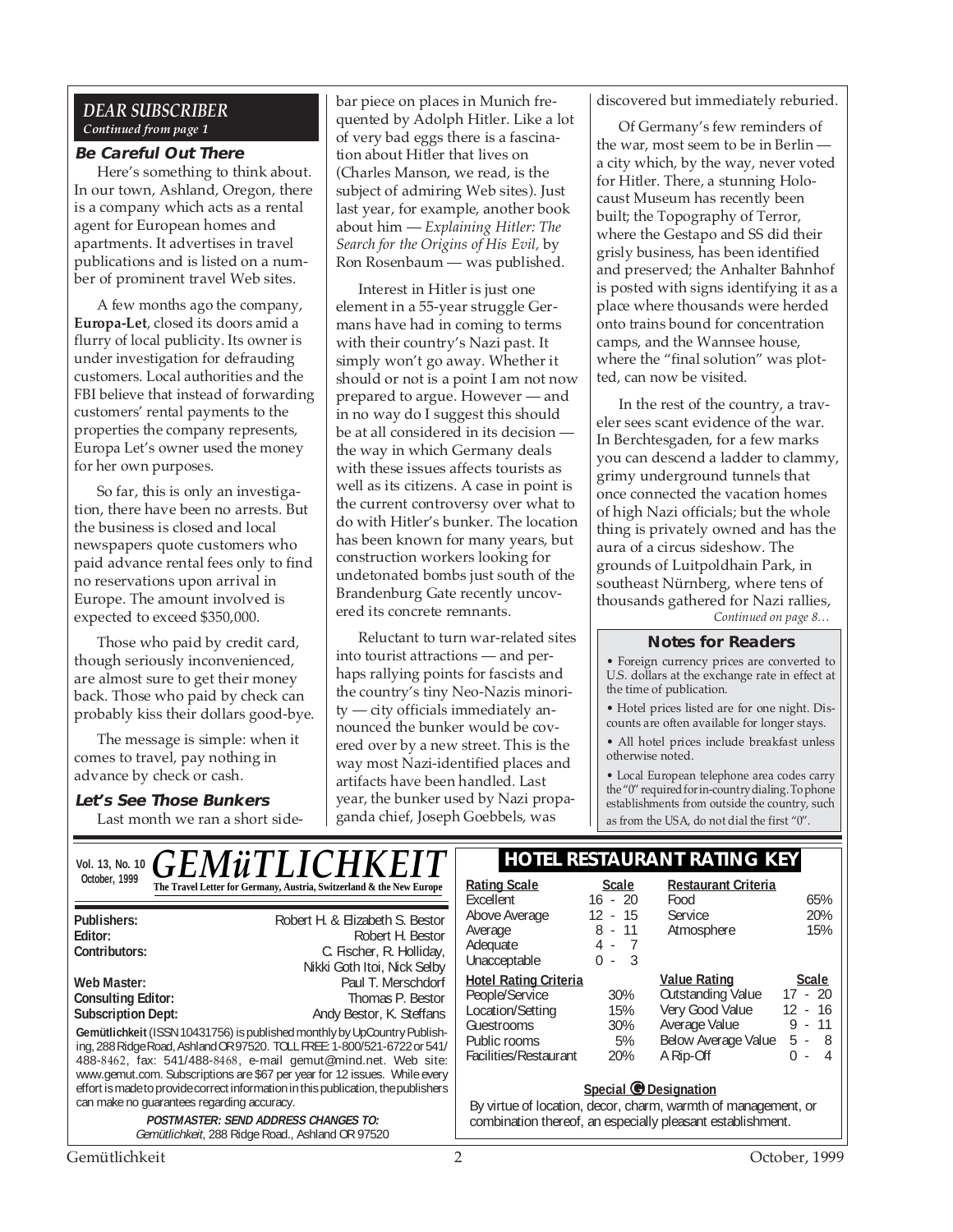## DEAR SUBSCRIBER
*Continued from page 1*

### Be Careful Out There

Here's something to think about. In our town, Ashland, Oregon, there is a company which acts as a rental agent for European homes and apartments. It advertises in travel publications and is listed on a number of prominent travel Web sites.

A few months ago the company, **Europa-Let**, closed its doors amid a flurry of local publicity. Its owner is under investigation for defrauding customers. Local authorities and the FBI believe that instead of forwarding customers' rental payments to the properties the company represents, Europa Let's owner used the money for her own purposes.

So far, this is only an investigation, there have been no arrests. But the business is closed and local newspapers quote customers who paid advance rental fees only to find no reservations upon arrival in Europe. The amount involved is expected to exceed $350,000.

Those who paid by credit card, though seriously inconvenienced, are almost sure to get their money back. Those who paid by check can probably kiss their dollars good-bye.

The message is simple: when it comes to travel, pay nothing in advance by check or cash.

### Let's See Those Bunkers

Last month we ran a short sidebar piece on places in Munich frequented by Adolph Hitler. Like a lot of very bad eggs there is a fascination about Hitler that lives on (Charles Manson, we read, is the subject of admiring Web sites). Just last year, for example, another book about him — *Explaining Hitler: The Search for the Origins of His Evil,* by Ron Rosenbaum — was published.

Interest in Hitler is just one element in a 55-year struggle Germans have had in coming to terms with their country's Nazi past. It simply won't go away. Whether it should or not is a point I am not now prepared to argue. However — and in no way do I suggest this should be at all considered in its decision — the way in which Germany deals with these issues affects tourists as well as its citizens. A case in point is the current controversy over what to do with Hitler's bunker. The location has been known for many years, but construction workers looking for undetonated bombs just south of the Brandenburg Gate recently uncovered its concrete remnants.

Reluctant to turn war-related sites into tourist attractions — and perhaps rallying points for fascists and the country's tiny Neo-Nazis minority — city officials immediately announced the bunker would be covered over by a new street. This is the way most Nazi-identified places and artifacts have been handled. Last year, the bunker used by Nazi propaganda chief, Joseph Goebbels, was discovered but immediately reburied.

Of Germany's few reminders of the war, most seem to be in Berlin — a city which, by the way, never voted for Hitler. There, a stunning Holocaust Museum has recently been built; the Topography of Terror, where the Gestapo and SS did their grisly business, has been identified and preserved; the Anhalter Bahnhof is posted with signs identifying it as a place where thousands were herded onto trains bound for concentration camps, and the Wannsee house, where the "final solution" was plotted, can now be visited.

In the rest of the country, a traveler sees scant evidence of the war. In Berchtesgaden, for a few marks you can descend a ladder to clammy, grimy underground tunnels that once connected the vacation homes of high Nazi officials; but the whole thing is privately owned and has the aura of a circus sideshow. The grounds of Luitpoldhain Park, in southeast Nürnberg, where tens of thousands gathered for Nazi rallies,

*Continued on page 8…*

### Notes for Readers

- Foreign currency prices are converted to U.S. dollars at the exchange rate in effect at the time of publication.
- Hotel prices listed are for one night. Discounts are often available for longer stays.
- All hotel prices include breakfast unless otherwise noted.
- Local European telephone area codes carry the "0" required for in-country dialing. To phone establishments from outside the country, such as from the USA, do not dial the first "0".

---

Vol. 13, No. 10
October, 1999

# GEMüTLICHKEIT
**The Travel Letter for Germany, Austria, Switzerland & the New Europe**

| | |
|---|---|
| **Publishers:** | Robert H. & Elizabeth S. Bestor |
| **Editor:** | Robert H. Bestor |
| **Contributors:** | C. Fischer, R. Holliday, Nikki Goth Itoi, Nick Selby |
| **Web Master:** | Paul T. Merschdorf |
| **Consulting Editor:** | Thomas P. Bestor |
| **Subscription Dept:** | Andy Bestor, K. Steffans |

**Gemütlichkeit** (ISSN 10431756) is published monthly by UpCountry Publishing, 288 Ridge Road, Ashland OR 97520. TOLL FREE: 1-800/521-6722 or 541/488-8462, fax: 541/488-8468, e-mail gemut@mind.net. Web site: www.gemut.com. Subscriptions are $67 per year for 12 issues. While every effort is made to provide correct information in this publication, the publishers can make no guarantees regarding accuracy.

**POSTMASTER: SEND ADDRESS CHANGES TO:**
*Gemütlichkeit*, 288 Ridge Road., Ashland OR 97520

### HOTEL RESTAURANT RATING KEY

| Rating Scale | Scale |
|---|---|
| Excellent | 16 - 20 |
| Above Average | 12 - 15 |
| Average | 8 - 11 |
| Adequate | 4 - 7 |
| Unacceptable | 0 - 3 |

| Restaurant Criteria | |
|---|---|
| Food | 65% |
| Service | 20% |
| Atmosphere | 15% |

| Hotel Rating Criteria | |
|---|---|
| People/Service | 30% |
| Location/Setting | 15% |
| Guestrooms | 30% |
| Public rooms | 5% |
| Facilities/Restaurant | 20% |

| Value Rating | Scale |
|---|---|
| Outstanding Value | 17 - 20 |
| Very Good Value | 12 - 16 |
| Average Value | 9 - 11 |
| Below Average Value | 5 - 8 |
| A Rip-Off | 0 - 4 |

**Special G Designation**

By virtue of location, decor, charm, warmth of management, or combination thereof, an especially pleasant establishment.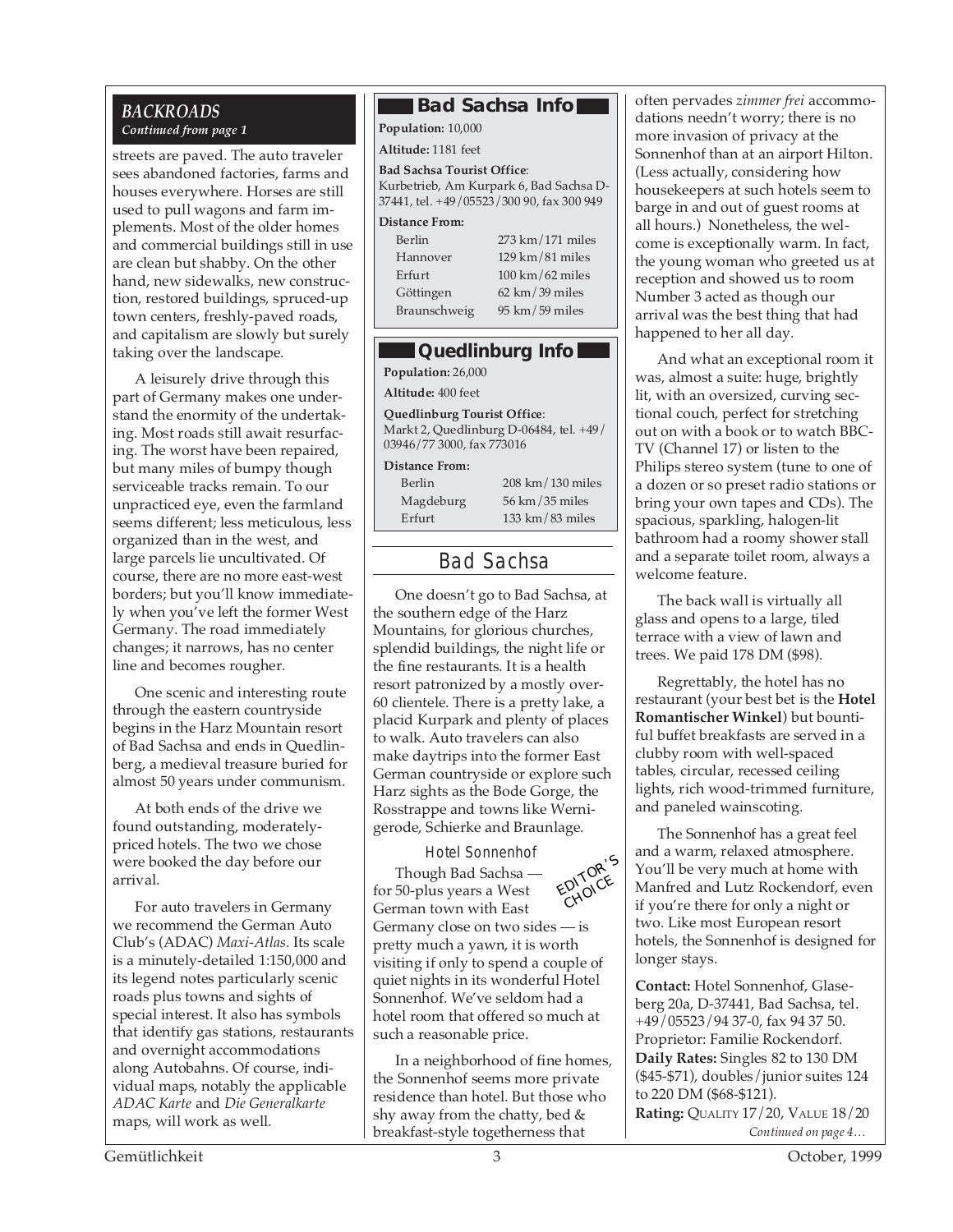*BACKROADS*
***Continued from page 1***

streets are paved. The auto traveler sees abandoned factories, farms and houses everywhere. Horses are still used to pull wagons and farm implements. Most of the older homes and commercial buildings still in use are clean but shabby. On the other hand, new sidewalks, new construction, restored buildings, spruced-up town centers, freshly-paved roads, and capitalism are slowly but surely taking over the landscape.

A leisurely drive through this part of Germany makes one understand the enormity of the undertaking. Most roads still await resurfacing. The worst have been repaired, but many miles of bumpy though serviceable tracks remain. To our unpracticed eye, even the farmland seems different; less meticulous, less organized than in the west, and large parcels lie uncultivated. Of course, there are no more east-west borders; but you'll know immediately when you've left the former West Germany. The road immediately changes; it narrows, has no center line and becomes rougher.

One scenic and interesting route through the eastern countryside begins in the Harz Mountain resort of Bad Sachsa and ends in Quedlinberg, a medieval treasure buried for almost 50 years under communism.

At both ends of the drive we found outstanding, moderately-priced hotels. The two we chose were booked the day before our arrival.

For auto travelers in Germany we recommend the German Auto Club's (ADAC) *Maxi-Atlas*. Its scale is a minutely-detailed 1:150,000 and its legend notes particularly scenic roads plus towns and sights of special interest. It also has symbols that identify gas stations, restaurants and overnight accommodations along Autobahns. Of course, individual maps, notably the applicable *ADAC Karte* and *Die Generalkarte* maps, will work as well.

## Bad Sachsa Info

**Population:** 10,000

**Altitude:** 1181 feet

**Bad Sachsa Tourist Office**: Kurbetrieb, Am Kurpark 6, Bad Sachsa D-37441, tel. +49/05523/300 90, fax 300 949

**Distance From:**

| | |
|---|---|
| Berlin | 273 km/171 miles |
| Hannover | 129 km/81 miles |
| Erfurt | 100 km/62 miles |
| Göttingen | 62 km/39 miles |
| Braunschweig | 95 km/59 miles |

## Quedlinburg Info

**Population:** 26,000

**Altitude:** 400 feet

**Quedlinburg Tourist Office**: Markt 2, Quedlinburg D-06484, tel. +49/03946/77 3000, fax 773016

**Distance From:**

| | |
|---|---|
| Berlin | 208 km/130 miles |
| Magdeburg | 56 km/35 miles |
| Erfurt | 133 km/83 miles |

## Bad Sachsa

One doesn't go to Bad Sachsa, at the southern edge of the Harz Mountains, for glorious churches, splendid buildings, the night life or the fine restaurants. It is a health resort patronized by a mostly over-60 clientele. There is a pretty lake, a placid Kurpark and plenty of places to walk. Auto travelers can also make daytrips into the former East German countryside or explore such Harz sights as the Bode Gorge, the Rosstrappe and towns like Wernigerode, Schierke and Braunlage.

### Hotel Sonnenhof

EDITOR'S CHOICE

Though Bad Sachsa — for 50-plus years a West German town with East Germany close on two sides — is pretty much a yawn, it is worth visiting if only to spend a couple of quiet nights in its wonderful Hotel Sonnenhof. We've seldom had a hotel room that offered so much at such a reasonable price.

In a neighborhood of fine homes, the Sonnenhof seems more private residence than hotel. But those who shy away from the chatty, bed & breakfast-style togetherness that often pervades *zimmer frei* accommodations needn't worry; there is no more invasion of privacy at the Sonnenhof than at an airport Hilton. (Less actually, considering how housekeepers at such hotels seem to barge in and out of guest rooms at all hours.) Nonetheless, the welcome is exceptionally warm. In fact, the young woman who greeted us at reception and showed us to room Number 3 acted as though our arrival was the best thing that had happened to her all day.

And what an exceptional room it was, almost a suite: huge, brightly lit, with an oversized, curving sectional couch, perfect for stretching out on with a book or to watch BBC-TV (Channel 17) or listen to the Philips stereo system (tune to one of a dozen or so preset radio stations or bring your own tapes and CDs). The spacious, sparkling, halogen-lit bathroom had a roomy shower stall and a separate toilet room, always a welcome feature.

The back wall is virtually all glass and opens to a large, tiled terrace with a view of lawn and trees. We paid 178 DM ($98).

Regrettably, the hotel has no restaurant (your best bet is the **Hotel Romantischer Winkel**) but bountiful buffet breakfasts are served in a clubby room with well-spaced tables, circular, recessed ceiling lights, rich wood-trimmed furniture, and paneled wainscoting.

The Sonnenhof has a great feel and a warm, relaxed atmosphere. You'll be very much at home with Manfred and Lutz Rockendorf, even if you're there for only a night or two. Like most European resort hotels, the Sonnenhof is designed for longer stays.

**Contact:** Hotel Sonnenhof, Glaseberg 20a, D-37441, Bad Sachsa, tel. +49/05523/94 37-0, fax 94 37 50. Proprietor: Familie Rockendorf.
**Daily Rates:** Singles 82 to 130 DM ($45-$71), doubles/junior suites 124 to 220 DM ($68-$121).
**Rating:** QUALITY 17/20, VALUE 18/20

*Continued on page 4…*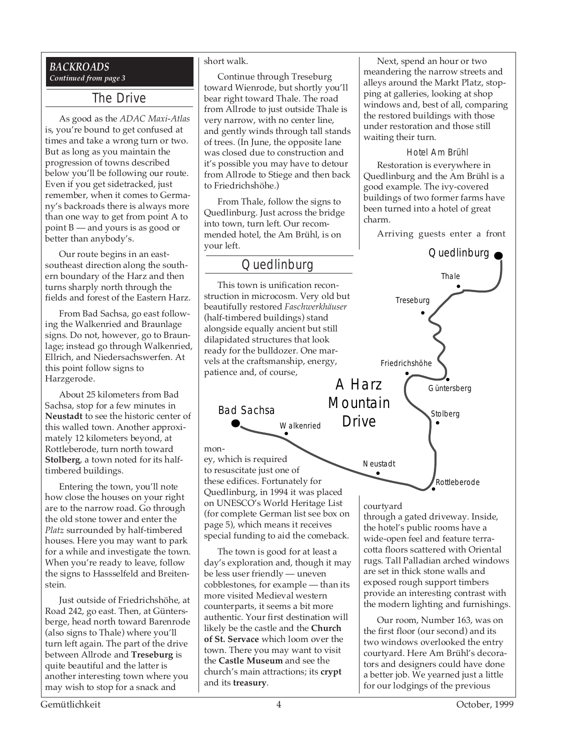***BACKROADS***
***Continued from page 3***

## The Drive

As good as the *ADAC Maxi-Atlas* is, you're bound to get confused at times and take a wrong turn or two. But as long as you maintain the progression of towns described below you'll be following our route. Even if you get sidetracked, just remember, when it comes to Germany's backroads there is always more than one way to get from point A to point B — and yours is as good or better than anybody's.

Our route begins in an east-southeast direction along the southern boundary of the Harz and then turns sharply north through the fields and forest of the Eastern Harz.

From Bad Sachsa, go east following the Walkenried and Braunlage signs. Do not, however, go to Braunlage; instead go through Walkenried, Ellrich, and Niedersachswerfen. At this point follow signs to Harzgerode.

About 25 kilometers from Bad Sachsa, stop for a few minutes in **Neustadt** to see the historic center of this walled town. Another approximately 12 kilometers beyond, at Rottleberode, turn north toward **Stolberg**, a town noted for its half-timbered buildings.

Entering the town, you'll note how close the houses on your right are to the narrow road. Go through the old stone tower and enter the *Platz* surrounded by half-timbered houses. Here you may want to park for a while and investigate the town. When you're ready to leave, follow the signs to Hassselfeld and Breitenstein.

Just outside of Friedrichshöhe, at Road 242, go east. Then, at Güntersberge, head north toward Barenrode (also signs to Thale) where you'll turn left again. The part of the drive between Allrode and **Treseburg** is quite beautiful and the latter is another interesting town where you may wish to stop for a snack and short walk.

Continue through Treseburg toward Wienrode, but shortly you'll bear right toward Thale. The road from Allrode to just outside Thale is very narrow, with no center line, and gently winds through tall stands of trees. (In June, the opposite lane was closed due to construction and it's possible you may have to detour from Allrode to Stiege and then back to Friedrichshöhe.)

From Thale, follow the signs to Quedlinburg. Just across the bridge into town, turn left. Our recommended hotel, the Am Brühl, is on your left.

## Quedlinburg

This town is unification reconstruction in microcosm. Very old but beautifully restored *Faschwerkhäuser* (half-timbered buildings) stand alongside equally ancient but still dilapidated structures that look ready for the bulldozer. One marvels at the craftsmanship, energy, patience and, of course, money, which is required to resuscitate just one of these edifices. Fortunately for Quedlinburg, in 1994 it was placed on UNESCO's World Heritage List (for complete German list see box on page 5), which means it receives special funding to aid the comeback.

The town is good for at least a day's exploration and, though it may be less user friendly — uneven cobblestones, for example — than its more visited Medieval western counterparts, it seems a bit more authentic. Your first destination will likely be the castle and the **Church of St. Servace** which loom over the town. There you may want to visit the **Castle Museum** and see the church's main attractions; its **crypt** and its **treasury**.

Next, spend an hour or two meandering the narrow streets and alleys around the Markt Platz, stopping at galleries, looking at shop windows and, best of all, comparing the restored buildings with those under restoration and those still waiting their turn.

### Hotel Am Brühl

Restoration is everywhere in Quedlinburg and the Am Brühl is a good example. The ivy-covered buildings of two former farms have been turned into a hotel of great charm.

Arriving guests enter a front courtyard through a gated driveway. Inside, the hotel's public rooms have a wide-open feel and feature terracotta floors scattered with Oriental rugs. Tall Palladian arched windows are set in thick stone walls and exposed rough support timbers provide an interesting contrast with the modern lighting and furnishings.

Our room, Number 163, was on the first floor (our second) and its two windows overlooked the entry courtyard. Here Am Brühl's decorators and designers could have done a better job. We yearned just a little for our lodgings of the previous

**A Harz Mountain Drive**

Quedlinburg · Thale · Treseburg · Friedrichshöhe · Güntersberg · Stolberg · Rottleberode · Neustadt · Walkenried · Bad Sachsa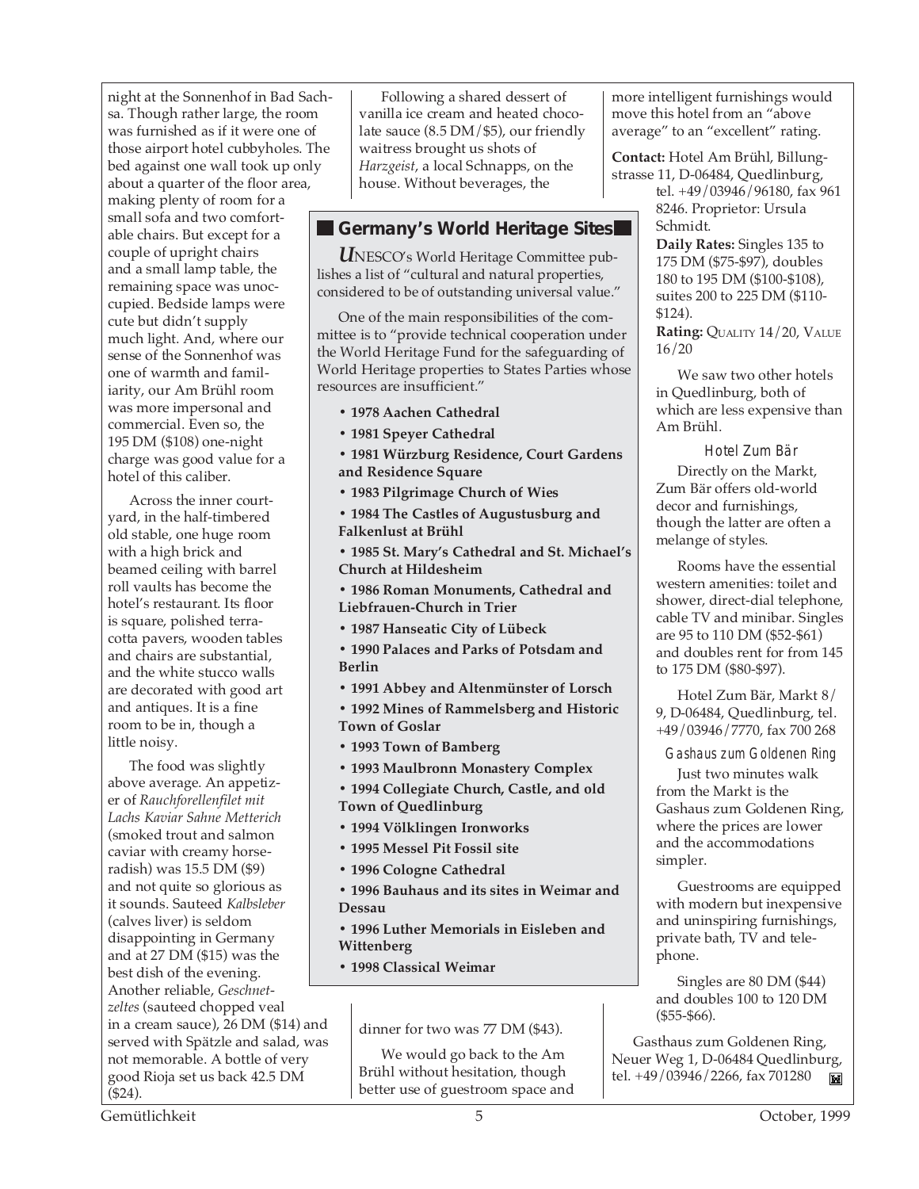night at the Sonnenhof in Bad Sachsa. Though rather large, the room was furnished as if it were one of those airport hotel cubbyholes. The bed against one wall took up only about a quarter of the floor area, making plenty of room for a small sofa and two comfortable chairs. But except for a couple of upright chairs and a small lamp table, the remaining space was unoccupied. Bedside lamps were cute but didn't supply much light. And, where our sense of the Sonnenhof was one of warmth and familiarity, our Am Brühl room was more impersonal and commercial. Even so, the 195 DM ($108) one-night charge was good value for a hotel of this caliber.

Across the inner courtyard, in the half-timbered old stable, one huge room with a high brick and beamed ceiling with barrel roll vaults has become the hotel's restaurant. Its floor is square, polished terracotta pavers, wooden tables and chairs are substantial, and the white stucco walls are decorated with good art and antiques. It is a fine room to be in, though a little noisy.

The food was slightly above average. An appetizer of *Rauchforellenfilet mit Lachs Kaviar Sahne Metterich* (smoked trout and salmon caviar with creamy horseradish) was 15.5 DM ($9) and not quite so glorious as it sounds. Sauteed *Kalbsleber* (calves liver) is seldom disappointing in Germany and at 27 DM ($15) was the best dish of the evening. Another reliable, *Geschnetzeltes* (sauteed chopped veal in a cream sauce), 26 DM ($14) and served with Spätzle and salad, was not memorable. A bottle of very good Rioja set us back 42.5 DM ($24).

Following a shared dessert of vanilla ice cream and heated chocolate sauce (8.5 DM/$5), our friendly waitress brought us shots of *Harzgeist*, a local Schnapps, on the house. Without beverages, the dinner for two was 77 DM ($43).

We would go back to the Am Brühl without hesitation, though better use of guestroom space and more intelligent furnishings would move this hotel from an "above average" to an "excellent" rating.

**Contact:** Hotel Am Brühl, Billungstrasse 11, D-06484, Quedlinburg, tel. +49/03946/96180, fax 961 8246. Proprietor: Ursula Schmidt.

**Daily Rates:** Singles 135 to 175 DM ($75-$97), doubles 180 to 195 DM ($100-$108), suites 200 to 225 DM ($110-$124).

**Rating:** QUALITY 14/20, VALUE 16/20

We saw two other hotels in Quedlinburg, both of which are less expensive than Am Brühl.

### Hotel Zum Bär

Directly on the Markt, Zum Bär offers old-world decor and furnishings, though the latter are often a melange of styles.

Rooms have the essential western amenities: toilet and shower, direct-dial telephone, cable TV and minibar. Singles are 95 to 110 DM ($52-$61) and doubles rent for from 145 to 175 DM ($80-$97).

Hotel Zum Bär, Markt 8/9, D-06484, Quedlinburg, tel. +49/03946/7770, fax 700 268

### Gashaus zum Goldenen Ring

Just two minutes walk from the Markt is the Gashaus zum Goldenen Ring, where the prices are lower and the accommodations simpler.

Guestrooms are equipped with modern but inexpensive and uninspiring furnishings, private bath, TV and telephone.

Singles are 80 DM ($44) and doubles 100 to 120 DM ($55-$66).

Gasthaus zum Goldenen Ring, Neuer Weg 1, D-06484 Quedlinburg, tel. +49/03946/2266, fax 701280

## Germany's World Heritage Sites

UNESCO's World Heritage Committee publishes a list of "cultural and natural properties, considered to be of outstanding universal value."

One of the main responsibilities of the committee is to "provide technical cooperation under the World Heritage Fund for the safeguarding of World Heritage properties to States Parties whose resources are insufficient."

- **1978 Aachen Cathedral**
- **1981 Speyer Cathedral**
- **1981 Würzburg Residence, Court Gardens and Residence Square**
- **1983 Pilgrimage Church of Wies**
- **1984 The Castles of Augustusburg and Falkenlust at Brühl**
- **1985 St. Mary's Cathedral and St. Michael's Church at Hildesheim**
- **1986 Roman Monuments, Cathedral and Liebfrauen-Church in Trier**
- **1987 Hanseatic City of Lübeck**
- **1990 Palaces and Parks of Potsdam and Berlin**
- **1991 Abbey and Altenmünster of Lorsch**
- **1992 Mines of Rammelsberg and Historic Town of Goslar**
- **1993 Town of Bamberg**
- **1993 Maulbronn Monastery Complex**
- **1994 Collegiate Church, Castle, and old Town of Quedlinburg**
- **1994 Völklingen Ironworks**
- **1995 Messel Pit Fossil site**
- **1996 Cologne Cathedral**
- **1996 Bauhaus and its sites in Weimar and Dessau**
- **1996 Luther Memorials in Eisleben and Wittenberg**
- **1998 Classical Weimar**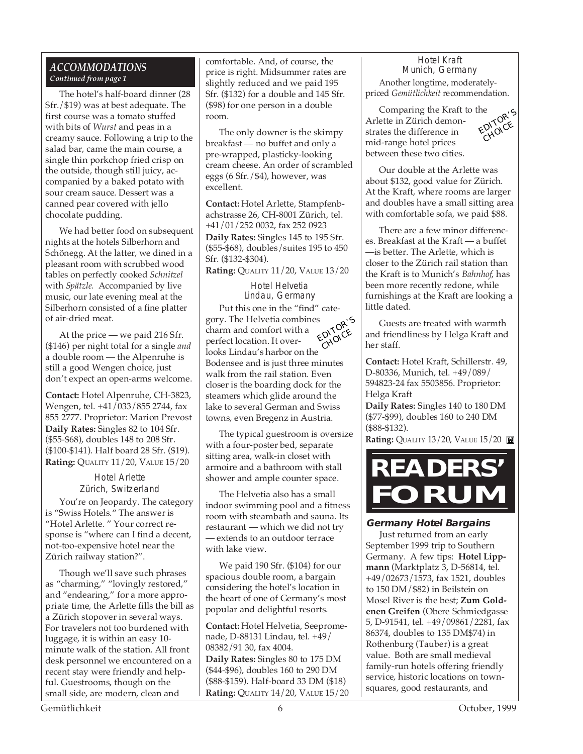## ACCOMMODATIONS

*Continued from page 1*

The hotel's half-board dinner (28 Sfr./$19) was at best adequate. The first course was a tomato stuffed with bits of *Wurst* and peas in a creamy sauce. Following a trip to the salad bar, came the main course, a single thin porkchop fried crisp on the outside, though still juicy, accompanied by a baked potato with sour cream sauce. Dessert was a canned pear covered with jello chocolate pudding.

We had better food on subsequent nights at the hotels Silberhorn and Schönegg. At the latter, we dined in a pleasant room with scrubbed wood tables on perfectly cooked *Schnitzel* with *Spätzle.* Accompanied by live music, our late evening meal at the Silberhorn consisted of a fine platter of air-dried meat.

At the price — we paid 216 Sfr. ($146) per night total for a single *and* a double room — the Alpenruhe is still a good Wengen choice, just don't expect an open-arms welcome.

**Contact:** Hotel Alpenruhe, CH-3823, Wengen, tel. +41/033/855 2744, fax 855 2777. Proprietor: Marion Prevost
**Daily Rates:** Singles 82 to 104 Sfr. ($55-$68), doubles 148 to 208 Sfr. ($100-$141). Half board 28 Sfr. ($19).
**Rating:** QUALITY 11/20, VALUE 15/20

### Hotel Arlette
### Zürich, Switzerland

You're on Jeopardy. The category is "Swiss Hotels." The answer is "Hotel Arlette. " Your correct response is "where can I find a decent, not-too-expensive hotel near the Zürich railway station?".

Though we'll save such phrases as "charming," "lovingly restored," and "endearing," for a more appropriate time, the Arlette fills the bill as a Zürich stopover in several ways. For travelers not too burdened with luggage, it is within an easy 10-minute walk of the station. All front desk personnel we encountered on a recent stay were friendly and helpful. Guestrooms, though on the small side, are modern, clean and comfortable. And, of course, the price is right. Midsummer rates are slightly reduced and we paid 195 Sfr. ($132) for a double and 145 Sfr. ($98) for one person in a double room.

The only downer is the skimpy breakfast — no buffet and only a pre-wrapped, plasticky-looking cream cheese. An order of scrambled eggs (6 Sfr./$4), however, was excellent.

**Contact:** Hotel Arlette, Stampfenbachstrasse 26, CH-8001 Zürich, tel. +41/01/252 0032, fax 252 0923
**Daily Rates:** Singles 145 to 195 Sfr. ($55-$68), doubles/suites 195 to 450 Sfr. ($132-$304).
**Rating:** QUALITY 11/20, VALUE 13/20

### Hotel Helvetia
### Lindau, Germany

EDITOR'S CHOICE

Put this one in the "find" category. The Helvetia combines charm and comfort with a perfect location. It overlooks Lindau's harbor on the Bodensee and is just three minutes walk from the rail station. Even closer is the boarding dock for the steamers which glide around the lake to several German and Swiss towns, even Bregenz in Austria.

The typical guestroom is oversize with a four-poster bed, separate sitting area, walk-in closet with armoire and a bathroom with stall shower and ample counter space.

The Helvetia also has a small indoor swimming pool and a fitness room with steambath and sauna. Its restaurant — which we did not try — extends to an outdoor terrace with lake view.

We paid 190 Sfr. ($104) for our spacious double room, a bargain considering the hotel's location in the heart of one of Germany's most popular and delightful resorts.

**Contact:** Hotel Helvetia, Seepromenade, D-88131 Lindau, tel. +49/08382/91 30, fax 4004.
**Daily Rates:** Singles 80 to 175 DM ($44-$96), doubles 160 to 290 DM ($88-$159). Half-board 33 DM ($18)
**Rating:** QUALITY 14/20, VALUE 15/20

### Hotel Kraft
### Munich, Germany

Another longtime, moderately-priced *Gemütlichkeit* recommendation.

EDITOR'S CHOICE

Comparing the Kraft to the Arlette in Zürich demonstrates the difference in mid-range hotel prices between these two cities.

Our double at the Arlette was about $132, good value for Zürich. At the Kraft, where rooms are larger and doubles have a small sitting area with comfortable sofa, we paid $88.

There are a few minor differences. Breakfast at the Kraft — a buffet —is better. The Arlette, which is closer to the Zürich rail station than the Kraft is to Munich's *Bahnhof*, has been more recently redone, while furnishings at the Kraft are looking a little dated.

Guests are treated with warmth and friendliness by Helga Kraft and her staff.

**Contact:** Hotel Kraft, Schillerstr. 49, D-80336, Munich, tel. +49/089/594823-24 fax 5503856. Proprietor: Helga Kraft
**Daily Rates:** Singles 140 to 180 DM ($77-$99), doubles 160 to 240 DM ($88-$132).
**Rating:** QUALITY 13/20, VALUE 15/20

# READERS' FORUM

### Germany Hotel Bargains

Just returned from an early September 1999 trip to Southern Germany. A few tips: **Hotel Lippmann** (Marktplatz 3, D-56814, tel. +49/02673/1573, fax 1521, doubles to 150 DM/$82) in Beilstein on Mosel River is the best; **Zum Goldenen Greifen** (Obere Schmiedgasse 5, D-91541, tel. +49/09861/2281, fax 86374, doubles to 135 DM$74) in Rothenburg (Tauber) is a great value. Both are small medieval family-run hotels offering friendly service, historic locations on town-squares, good restaurants, and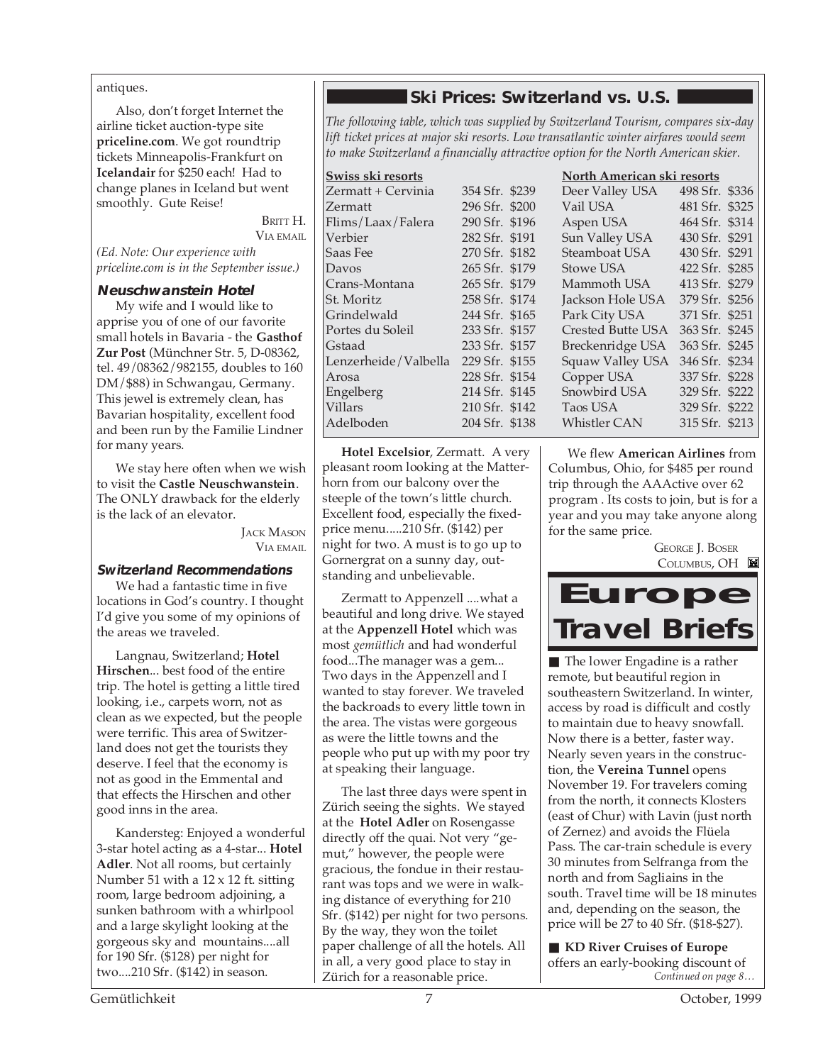antiques.

Also, don't forget Internet the airline ticket auction-type site **priceline.com**. We got roundtrip tickets Minneapolis-Frankfurt on **Icelandair** for $250 each! Had to change planes in Iceland but went smoothly. Gute Reise!

BRITT H.
VIA EMAIL

*(Ed. Note: Our experience with priceline.com is in the September issue.)*

### Neuschwanstein Hotel

My wife and I would like to apprise you of one of our favorite small hotels in Bavaria - the **Gasthof Zur Post** (Münchner Str. 5, D-08362, tel. 49/08362/982155, doubles to 160 DM/$88) in Schwangau, Germany. This jewel is extremely clean, has Bavarian hospitality, excellent food and been run by the Familie Lindner for many years.

We stay here often when we wish to visit the **Castle Neuschwanstein**. The ONLY drawback for the elderly is the lack of an elevator.

JACK MASON
VIA EMAIL

### Switzerland Recommendations

We had a fantastic time in five locations in God's country. I thought I'd give you some of my opinions of the areas we traveled.

Langnau, Switzerland; **Hotel Hirschen**... best food of the entire trip. The hotel is getting a little tired looking, i.e., carpets worn, not as clean as we expected, but the people were terrific. This area of Switzerland does not get the tourists they deserve. I feel that the economy is not as good in the Emmental and that effects the Hirschen and other good inns in the area.

Kandersteg: Enjoyed a wonderful 3-star hotel acting as a 4-star... **Hotel Adler**. Not all rooms, but certainly Number 51 with a 12 x 12 ft. sitting room, large bedroom adjoining, a sunken bathroom with a whirlpool and a large skylight looking at the gorgeous sky and mountains....all for 190 Sfr. ($128) per night for two....210 Sfr. ($142) in season.

**Hotel Excelsior**, Zermatt. A very pleasant room looking at the Matterhorn from our balcony over the steeple of the town's little church. Excellent food, especially the fixed-price menu.....210 Sfr. ($142) per night for two. A must is to go up to Gornergrat on a sunny day, outstanding and unbelievable.

Zermatt to Appenzell ....what a beautiful and long drive. We stayed at the **Appenzell Hotel** which was most *gemütlich* and had wonderful food...The manager was a gem... Two days in the Appenzell and I wanted to stay forever. We traveled the backroads to every little town in the area. The vistas were gorgeous as were the little towns and the people who put up with my poor try at speaking their language.

The last three days were spent in Zürich seeing the sights. We stayed at the **Hotel Adler** on Rosengasse directly off the quai. Not very "gemut," however, the people were gracious, the fondue in their restaurant was tops and we were in walking distance of everything for 210 Sfr. ($142) per night for two persons. By the way, they won the toilet paper challenge of all the hotels. All in all, a very good place to stay in Zürich for a reasonable price.

We flew **American Airlines** from Columbus, Ohio, for $485 per round trip through the AAActive over 62 program . Its costs to join, but is for a year and you may take anyone along for the same price.

GEORGE J. BOSER
COLUMBUS, OH

## Ski Prices: Switzerland vs. U.S.

*The following table, which was supplied by Switzerland Tourism, compares six-day lift ticket prices at major ski resorts. Low transatlantic winter airfares would seem to make Switzerland a financially attractive option for the North American skier.*

| Swiss ski resorts | Sfr. | $ | North American ski resorts | Sfr. | $ |
|---|---|---|---|---|---|
| Zermatt + Cervinia | 354 Sfr. | $239 | Deer Valley USA | 498 Sfr. | $336 |
| Zermatt | 296 Sfr. | $200 | Vail USA | 481 Sfr. | $325 |
| Flims/Laax/Falera | 290 Sfr. | $196 | Aspen USA | 464 Sfr. | $314 |
| Verbier | 282 Sfr. | $191 | Sun Valley USA | 430 Sfr. | $291 |
| Saas Fee | 270 Sfr. | $182 | Steamboat USA | 430 Sfr. | $291 |
| Davos | 265 Sfr. | $179 | Stowe USA | 422 Sfr. | $285 |
| Crans-Montana | 265 Sfr. | $179 | Mammoth USA | 413 Sfr. | $279 |
| St. Moritz | 258 Sfr. | $174 | Jackson Hole USA | 379 Sfr. | $256 |
| Grindelwald | 244 Sfr. | $165 | Park City USA | 371 Sfr. | $251 |
| Portes du Soleil | 233 Sfr. | $157 | Crested Butte USA | 363 Sfr. | $245 |
| Gstaad | 233 Sfr. | $157 | Breckenridge USA | 363 Sfr. | $245 |
| Lenzerheide/Valbella | 229 Sfr. | $155 | Squaw Valley USA | 346 Sfr. | $234 |
| Arosa | 228 Sfr. | $154 | Copper USA | 337 Sfr. | $228 |
| Engelberg | 214 Sfr. | $145 | Snowbird USA | 329 Sfr. | $222 |
| Villars | 210 Sfr. | $142 | Taos USA | 329 Sfr. | $222 |
| Adelboden | 204 Sfr. | $138 | Whistler CAN | 315 Sfr. | $213 |

## Europe Travel Briefs

■ The lower Engadine is a rather remote, but beautiful region in southeastern Switzerland. In winter, access by road is difficult and costly to maintain due to heavy snowfall. Now there is a better, faster way. Nearly seven years in the construction, the **Vereina Tunnel** opens November 19. For travelers coming from the north, it connects Klosters (east of Chur) with Lavin (just north of Zernez) and avoids the Flüela Pass. The car-train schedule is every 30 minutes from Selfranga from the north and from Sagliains in the south. Travel time will be 18 minutes and, depending on the season, the price will be 27 to 40 Sfr. ($18-$27).

■ **KD River Cruises of Europe** offers an early-booking discount of

*Continued on page 8…*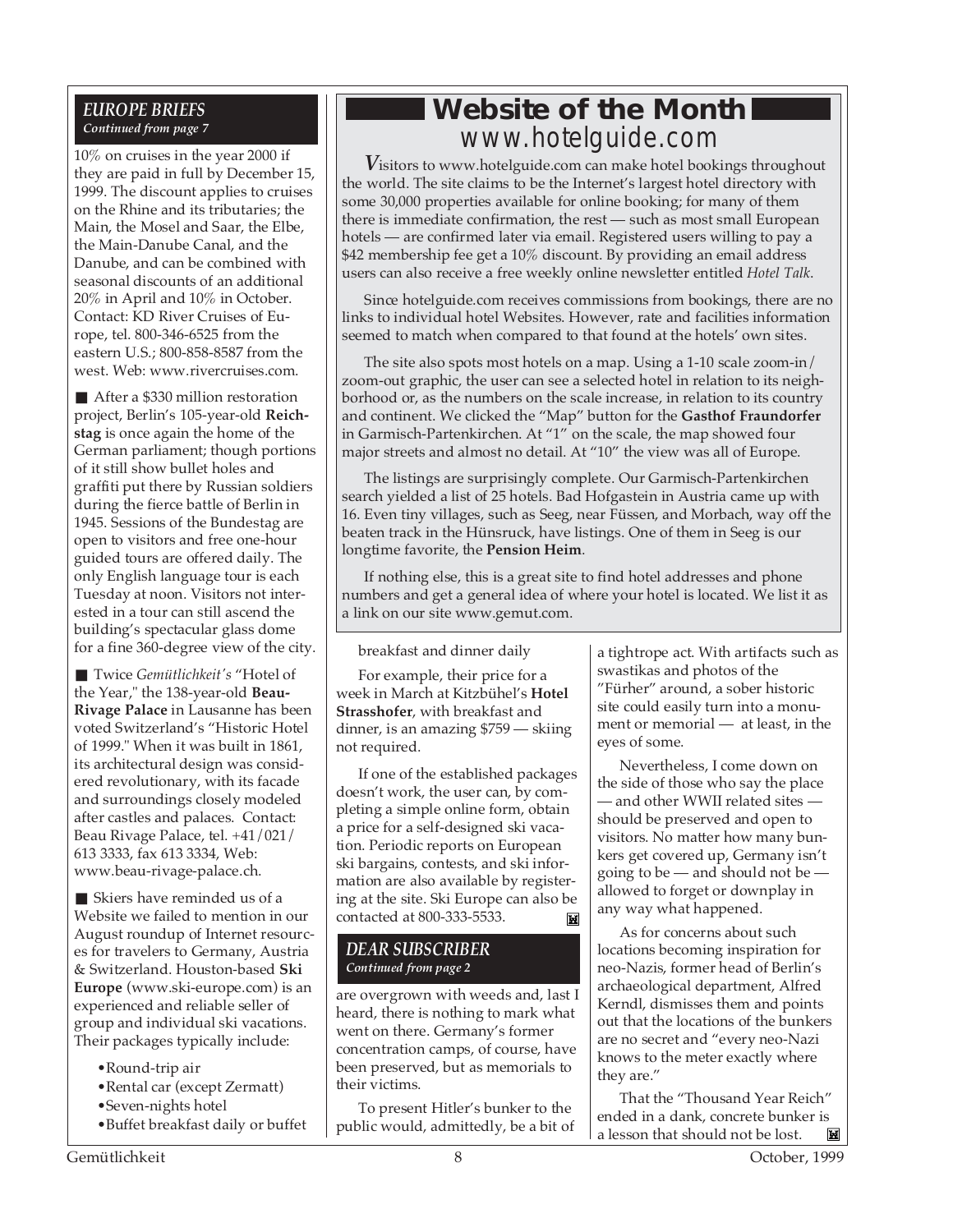### *EUROPE BRIEFS*
*Continued from page 7*

10% on cruises in the year 2000 if they are paid in full by December 15, 1999. The discount applies to cruises on the Rhine and its tributaries; the Main, the Mosel and Saar, the Elbe, the Main-Danube Canal, and the Danube, and can be combined with seasonal discounts of an additional 20% in April and 10% in October. Contact: KD River Cruises of Europe, tel. 800-346-6525 from the eastern U.S.; 800-858-8587 from the west. Web: www.rivercruises.com.

■ After a $330 million restoration project, Berlin's 105-year-old **Reichstag** is once again the home of the German parliament; though portions of it still show bullet holes and graffiti put there by Russian soldiers during the fierce battle of Berlin in 1945. Sessions of the Bundestag are open to visitors and free one-hour guided tours are offered daily. The only English language tour is each Tuesday at noon. Visitors not interested in a tour can still ascend the building's spectacular glass dome for a fine 360-degree view of the city.

■ Twice *Gemütlichkeit's* "Hotel of the Year," the 138-year-old **Beau-Rivage Palace** in Lausanne has been voted Switzerland's "Historic Hotel of 1999." When it was built in 1861, its architectural design was considered revolutionary, with its facade and surroundings closely modeled after castles and palaces. Contact: Beau Rivage Palace, tel. +41/021/ 613 3333, fax 613 3334, Web: www.beau-rivage-palace.ch.

■ Skiers have reminded us of a Website we failed to mention in our August roundup of Internet resources for travelers to Germany, Austria & Switzerland. Houston-based **Ski Europe** (www.ski-europe.com) is an experienced and reliable seller of group and individual ski vacations. Their packages typically include:

- Round-trip air
- Rental car (except Zermatt)
- Seven-nights hotel
- Buffet breakfast daily or buffet breakfast and dinner daily

For example, their price for a week in March at Kitzbühel's **Hotel Strasshofer**, with breakfast and dinner, is an amazing $759 — skiing not required.

If one of the established packages doesn't work, the user can, by completing a simple online form, obtain a price for a self-designed ski vacation. Periodic reports on European ski bargains, contests, and ski information are also available by registering at the site. Ski Europe can also be contacted at 800-333-5533.

## Website of the Month
## www.hotelguide.com

*V*isitors to www.hotelguide.com can make hotel bookings throughout the world. The site claims to be the Internet's largest hotel directory with some 30,000 properties available for online booking; for many of them there is immediate confirmation, the rest — such as most small European hotels — are confirmed later via email. Registered users willing to pay a $42 membership fee get a 10% discount. By providing an email address users can also receive a free weekly online newsletter entitled *Hotel Talk*.

Since hotelguide.com receives commissions from bookings, there are no links to individual hotel Websites. However, rate and facilities information seemed to match when compared to that found at the hotels' own sites.

The site also spots most hotels on a map. Using a 1-10 scale zoom-in/ zoom-out graphic, the user can see a selected hotel in relation to its neighborhood or, as the numbers on the scale increase, in relation to its country and continent. We clicked the "Map" button for the **Gasthof Fraundorfer** in Garmisch-Partenkirchen. At "1" on the scale, the map showed four major streets and almost no detail. At "10" the view was all of Europe.

The listings are surprisingly complete. Our Garmisch-Partenkirchen search yielded a list of 25 hotels. Bad Hofgastein in Austria came up with 16. Even tiny villages, such as Seeg, near Füssen, and Morbach, way off the beaten track in the Hünsruck, have listings. One of them in Seeg is our longtime favorite, the **Pension Heim**.

If nothing else, this is a great site to find hotel addresses and phone numbers and get a general idea of where your hotel is located. We list it as a link on our site www.gemut.com.

### *DEAR SUBSCRIBER*
*Continued from page 2*

are overgrown with weeds and, last I heard, there is nothing to mark what went on there. Germany's former concentration camps, of course, have been preserved, but as memorials to their victims.

To present Hitler's bunker to the public would, admittedly, be a bit of a tightrope act. With artifacts such as swastikas and photos of the "Fürher" around, a sober historic site could easily turn into a monument or memorial — at least, in the eyes of some.

Nevertheless, I come down on the side of those who say the place — and other WWII related sites — should be preserved and open to visitors. No matter how many bunkers get covered up, Germany isn't going to be — and should not be — allowed to forget or downplay in any way what happened.

As for concerns about such locations becoming inspiration for neo-Nazis, former head of Berlin's archaeological department, Alfred Kerndl, dismisses them and points out that the locations of the bunkers are no secret and "every neo-Nazi knows to the meter exactly where they are."

That the "Thousand Year Reich" ended in a dank, concrete bunker is a lesson that should not be lost.